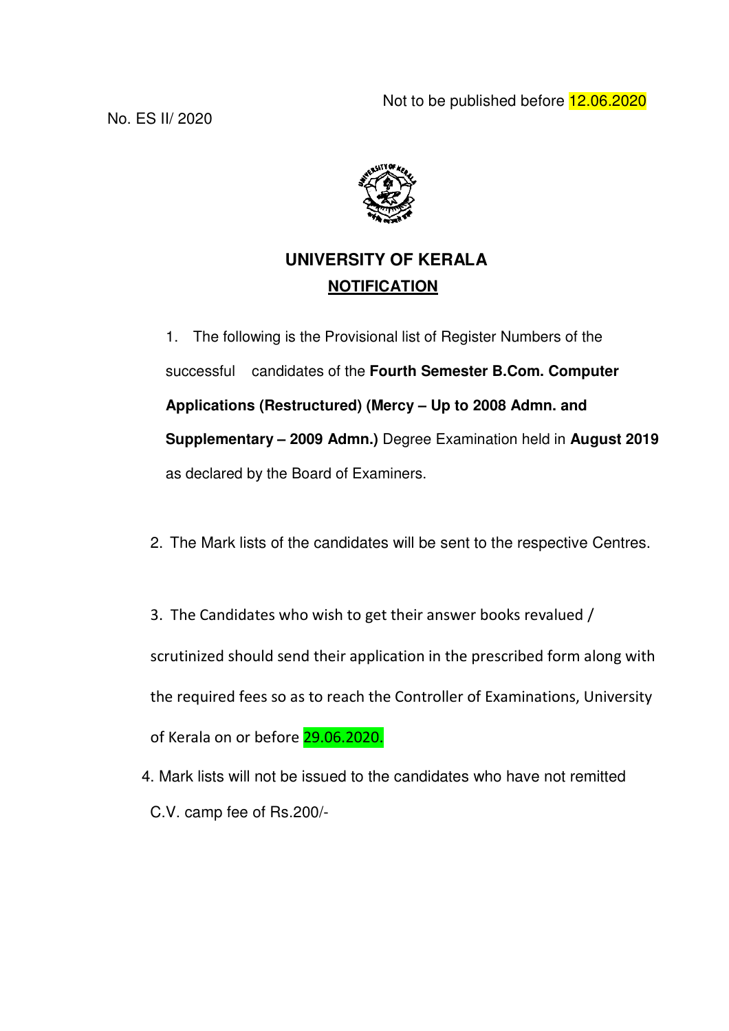Not to be published before 12.06.2020

No. ES II/ 2020

# UNIVERSITY OF KERALA

## NOTIFICATION

1. The following is the Provisional list of Register Numbers of the successful candidates of the **Fourth Semester B.Com. Computer Applications (Restructured) (Mercy – Up to 2008 Admn. and Supplementary – 2009 Admn.)** Degree Examination held in **August 2019** as declared by the Board of Examiners.

2. The Mark lists of the candidates will be sent to the respective Centres.

3. The Candidates who wish to get their answer books revalued / scrutinized should send their application in the prescribed form along with the required fees so as to reach the Controller of Examinations, University of Kerala on or before 29.06.2020.

4. Mark lists will not be issued to the candidates who have not remitted C.V. camp fee of Rs.200/-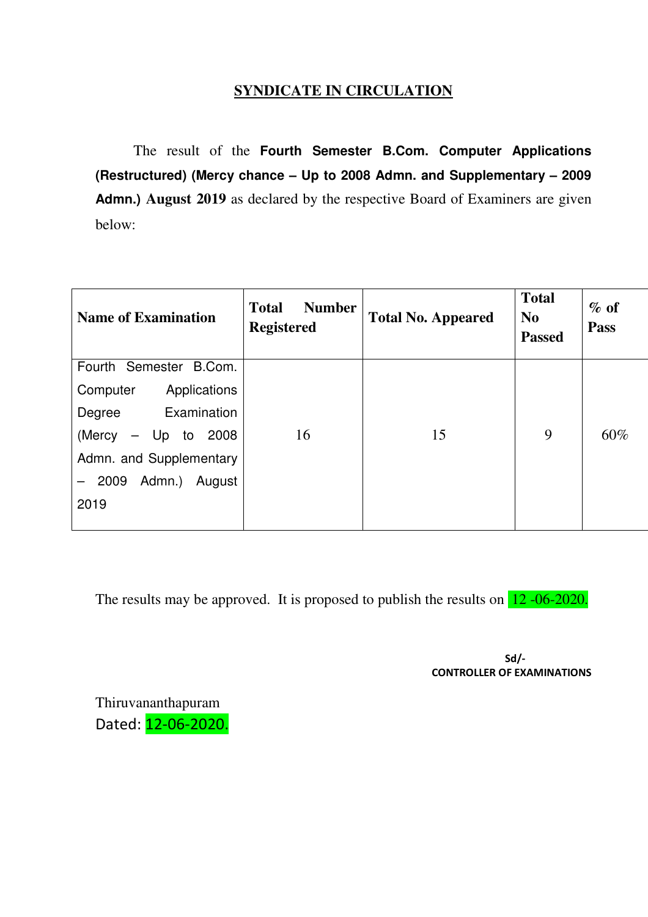# SYNDICATE IN CIRCULATION

The result of the **Fourth Semester B.Com. Computer Applications (Restructured) (Mercy chance – Up to 2008 Admn. and Supplementary – 2009 Admn.) August 2019** as declared by the respective Board of Examiners are given below:

| Name of Examination | Total Number Registered | Total No. Appeared | Total No Passed | % of Pass |
|---|---|---|---|---|
| Fourth Semester B.Com. Computer Applications Degree Examination (Mercy – Up to 2008 Admn. and Supplementary – 2009 Admn.) August 2019 | 16 | 15 | 9 | 60% |

The results may be approved. It is proposed to publish the results on 12 -06-2020.

Sd/-
**CONTROLLER OF EXAMINATIONS**

Thiruvananthapuram
Dated: 12-06-2020.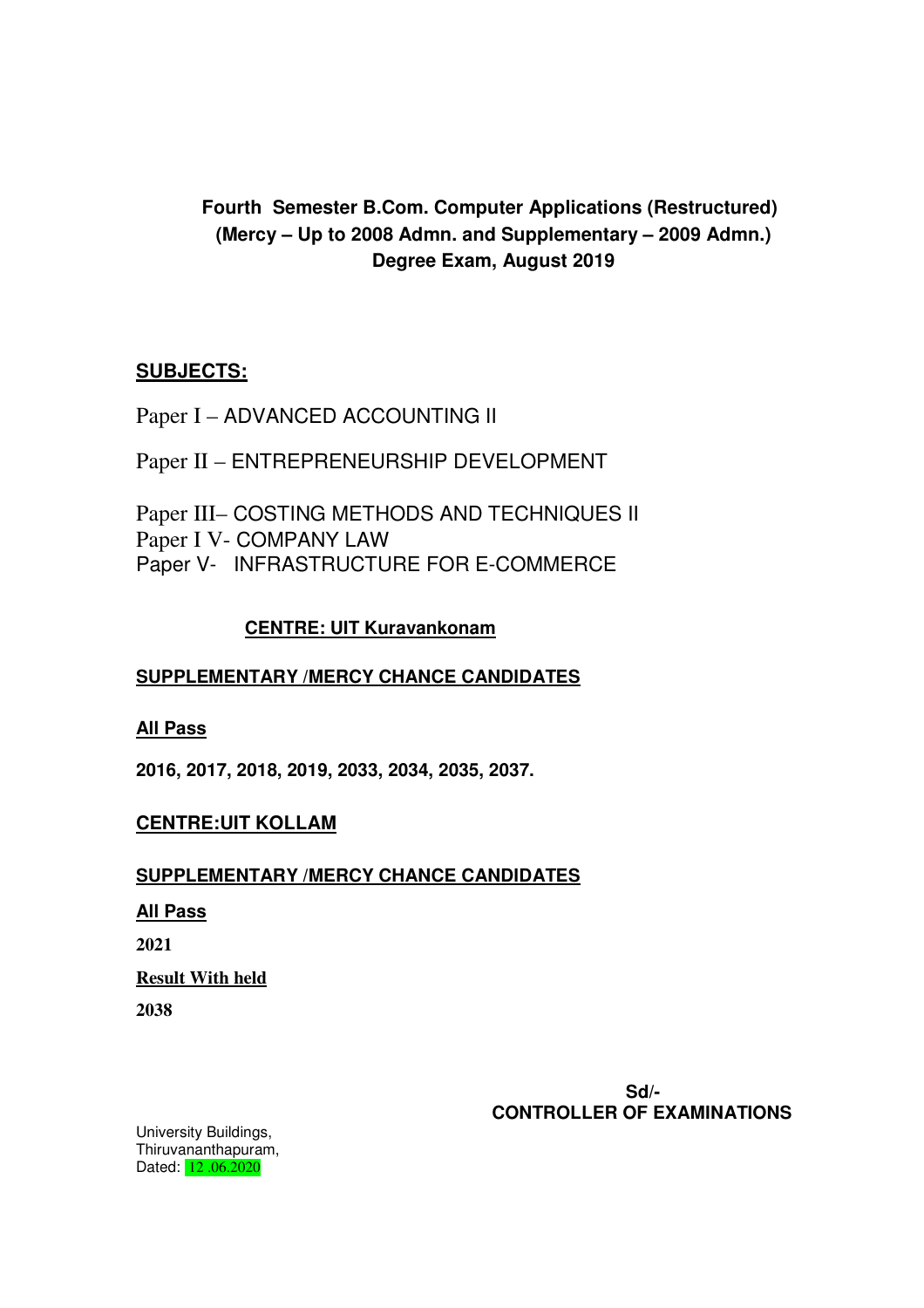**Fourth Semester B.Com. Computer Applications (Restructured)**
**(Mercy – Up to 2008 Admn. and Supplementary – 2009 Admn.)**
**Degree Exam, August 2019**

**SUBJECTS:**

Paper I – ADVANCED ACCOUNTING II

Paper II – ENTREPRENEURSHIP DEVELOPMENT

Paper III– COSTING METHODS AND TECHNIQUES II
Paper I V- COMPANY LAW
Paper V- INFRASTRUCTURE FOR E-COMMERCE

**CENTRE: UIT Kuravankonam**

**SUPPLEMENTARY /MERCY CHANCE CANDIDATES**

**All Pass**

**2016, 2017, 2018, 2019, 2033, 2034, 2035, 2037.**

**CENTRE:UIT KOLLAM**

**SUPPLEMENTARY /MERCY CHANCE CANDIDATES**

**All Pass**

**2021**

**Result With held**

**2038**

**Sd/-**
**CONTROLLER OF EXAMINATIONS**

University Buildings,
Thiruvananthapuram,
Dated: 12 .06.2020